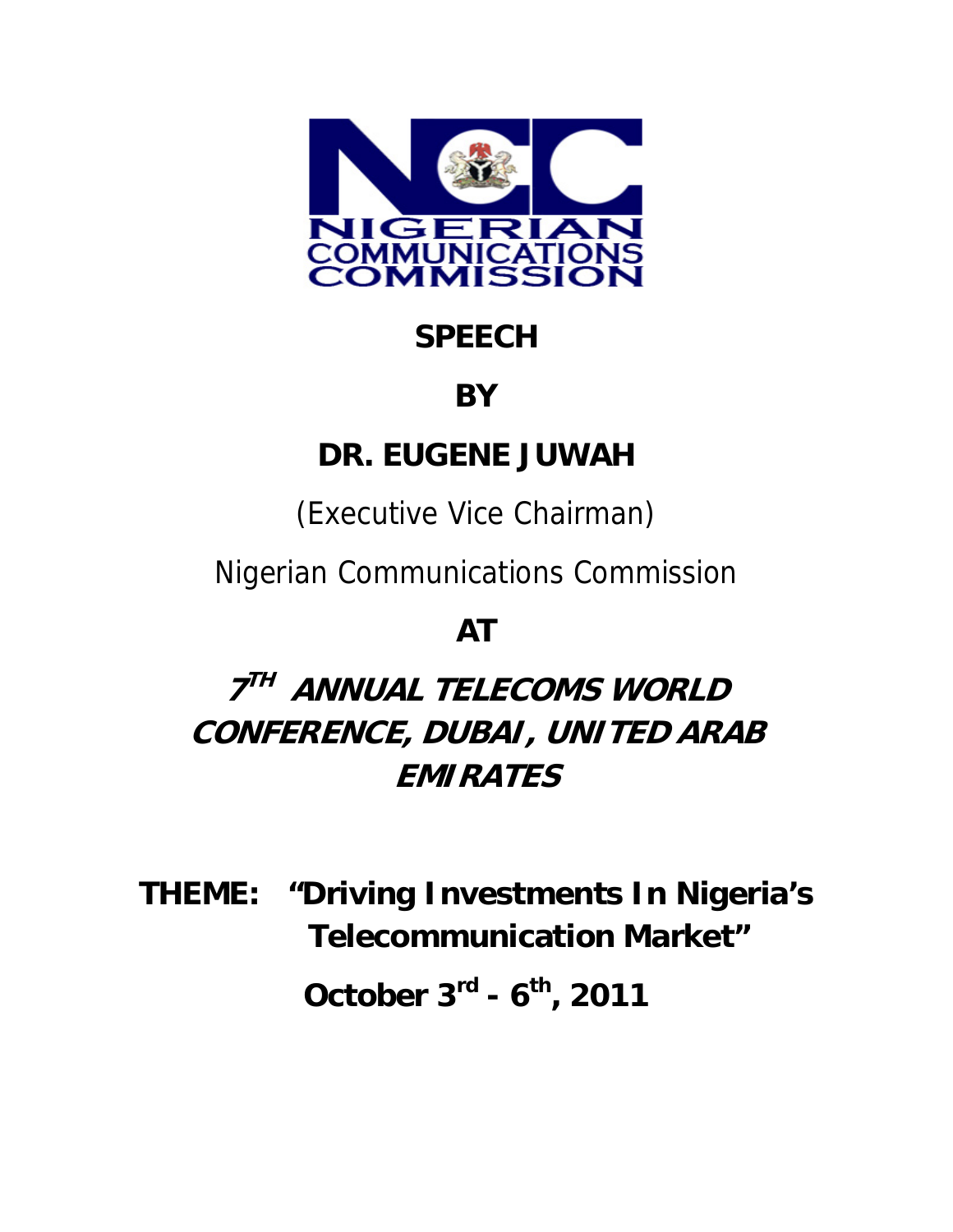NIGERIAN COMMUNICATIONS COMMISSION

# SPEECH

# BY

# DR. EUGENE JUWAH

(Executive Vice Chairman)

Nigerian Communications Commission

# AT

## *7TH ANNUAL TELECOMS WORLD CONFERENCE, DUBAI, UNITED ARAB EMIRATES*

**THEME: "Driving Investments In Nigeria's Telecommunication Market"**

**October 3rd - 6th, 2011**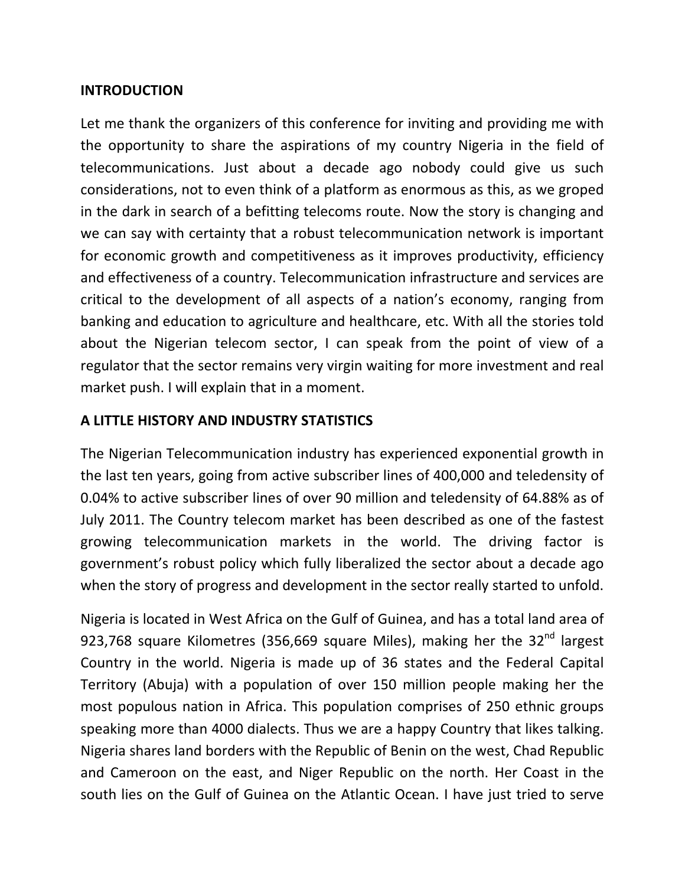**INTRODUCTION**

Let me thank the organizers of this conference for inviting and providing me with the opportunity to share the aspirations of my country Nigeria in the field of telecommunications. Just about a decade ago nobody could give us such considerations, not to even think of a platform as enormous as this, as we groped in the dark in search of a befitting telecoms route. Now the story is changing and we can say with certainty that a robust telecommunication network is important for economic growth and competitiveness as it improves productivity, efficiency and effectiveness of a country. Telecommunication infrastructure and services are critical to the development of all aspects of a nation's economy, ranging from banking and education to agriculture and healthcare, etc. With all the stories told about the Nigerian telecom sector, I can speak from the point of view of a regulator that the sector remains very virgin waiting for more investment and real market push. I will explain that in a moment.

**A LITTLE HISTORY AND INDUSTRY STATISTICS**

The Nigerian Telecommunication industry has experienced exponential growth in the last ten years, going from active subscriber lines of 400,000 and teledensity of 0.04% to active subscriber lines of over 90 million and teledensity of 64.88% as of July 2011. The Country telecom market has been described as one of the fastest growing telecommunication markets in the world. The driving factor is government's robust policy which fully liberalized the sector about a decade ago when the story of progress and development in the sector really started to unfold.

Nigeria is located in West Africa on the Gulf of Guinea, and has a total land area of 923,768 square Kilometres (356,669 square Miles), making her the 32nd largest Country in the world. Nigeria is made up of 36 states and the Federal Capital Territory (Abuja) with a population of over 150 million people making her the most populous nation in Africa. This population comprises of 250 ethnic groups speaking more than 4000 dialects. Thus we are a happy Country that likes talking. Nigeria shares land borders with the Republic of Benin on the west, Chad Republic and Cameroon on the east, and Niger Republic on the north. Her Coast in the south lies on the Gulf of Guinea on the Atlantic Ocean. I have just tried to serve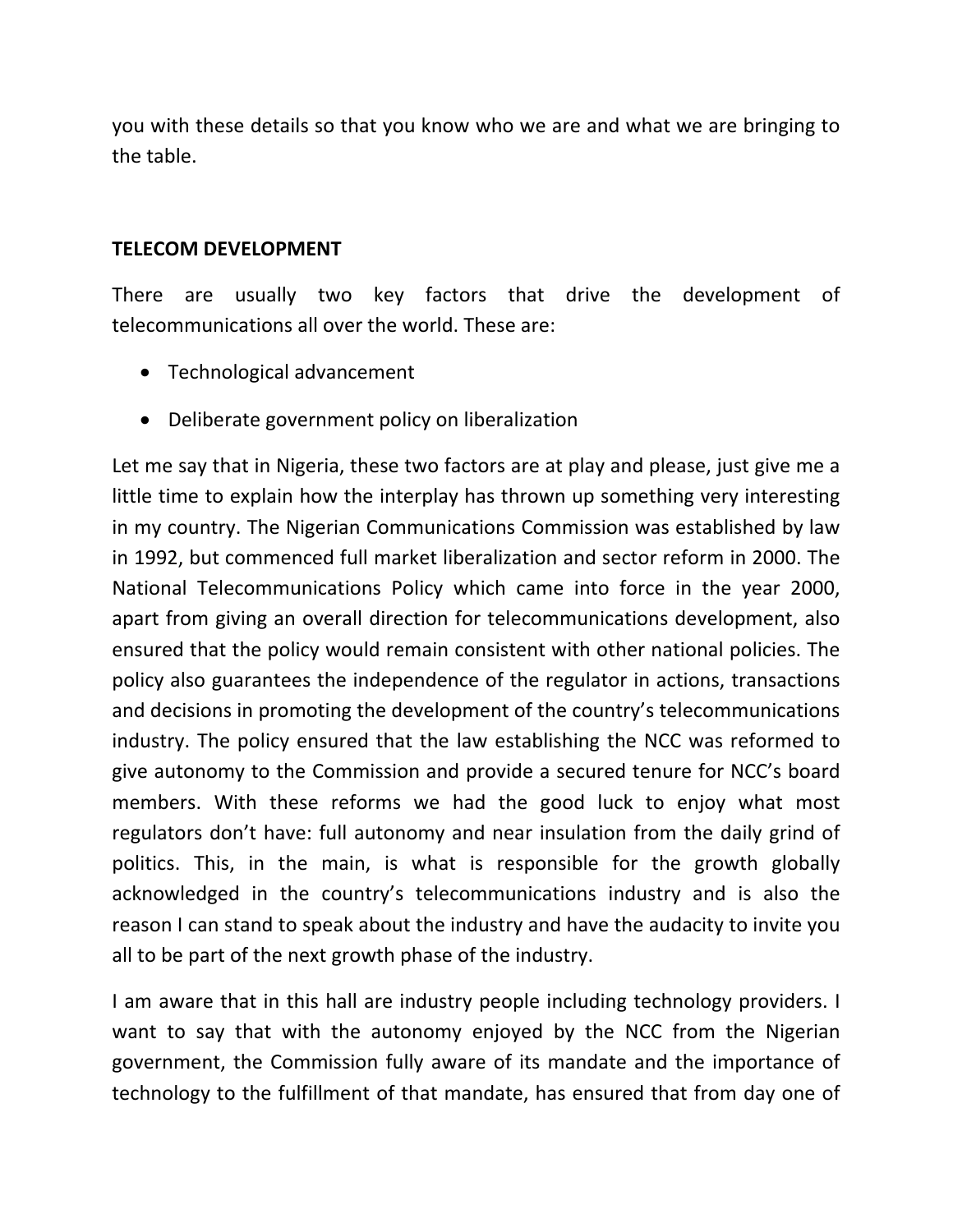you with these details so that you know who we are and what we are bringing to the table.

**TELECOM DEVELOPMENT**

There are usually two key factors that drive the development of telecommunications all over the world. These are:

- Technological advancement
- Deliberate government policy on liberalization

Let me say that in Nigeria, these two factors are at play and please, just give me a little time to explain how the interplay has thrown up something very interesting in my country. The Nigerian Communications Commission was established by law in 1992, but commenced full market liberalization and sector reform in 2000. The National Telecommunications Policy which came into force in the year 2000, apart from giving an overall direction for telecommunications development, also ensured that the policy would remain consistent with other national policies. The policy also guarantees the independence of the regulator in actions, transactions and decisions in promoting the development of the country's telecommunications industry. The policy ensured that the law establishing the NCC was reformed to give autonomy to the Commission and provide a secured tenure for NCC's board members. With these reforms we had the good luck to enjoy what most regulators don't have: full autonomy and near insulation from the daily grind of politics. This, in the main, is what is responsible for the growth globally acknowledged in the country's telecommunications industry and is also the reason I can stand to speak about the industry and have the audacity to invite you all to be part of the next growth phase of the industry.

I am aware that in this hall are industry people including technology providers. I want to say that with the autonomy enjoyed by the NCC from the Nigerian government, the Commission fully aware of its mandate and the importance of technology to the fulfillment of that mandate, has ensured that from day one of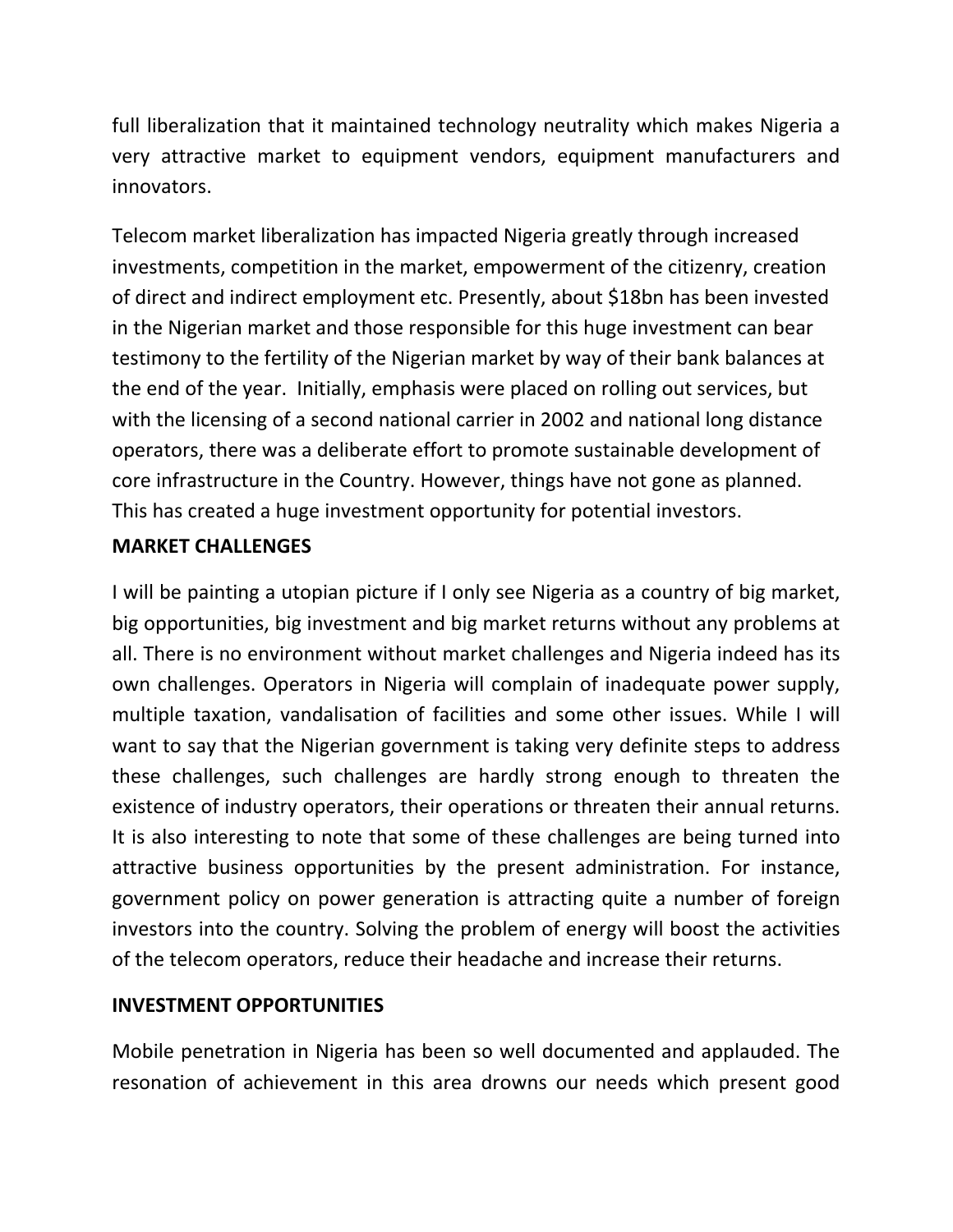full liberalization that it maintained technology neutrality which makes Nigeria a very attractive market to equipment vendors, equipment manufacturers and innovators.

Telecom market liberalization has impacted Nigeria greatly through increased investments, competition in the market, empowerment of the citizenry, creation of direct and indirect employment etc. Presently, about $18bn has been invested in the Nigerian market and those responsible for this huge investment can bear testimony to the fertility of the Nigerian market by way of their bank balances at the end of the year. Initially, emphasis were placed on rolling out services, but with the licensing of a second national carrier in 2002 and national long distance operators, there was a deliberate effort to promote sustainable development of core infrastructure in the Country. However, things have not gone as planned. This has created a huge investment opportunity for potential investors.

**MARKET CHALLENGES**

I will be painting a utopian picture if I only see Nigeria as a country of big market, big opportunities, big investment and big market returns without any problems at all. There is no environment without market challenges and Nigeria indeed has its own challenges. Operators in Nigeria will complain of inadequate power supply, multiple taxation, vandalisation of facilities and some other issues. While I will want to say that the Nigerian government is taking very definite steps to address these challenges, such challenges are hardly strong enough to threaten the existence of industry operators, their operations or threaten their annual returns. It is also interesting to note that some of these challenges are being turned into attractive business opportunities by the present administration. For instance, government policy on power generation is attracting quite a number of foreign investors into the country. Solving the problem of energy will boost the activities of the telecom operators, reduce their headache and increase their returns.

**INVESTMENT OPPORTUNITIES**

Mobile penetration in Nigeria has been so well documented and applauded. The resonation of achievement in this area drowns our needs which present good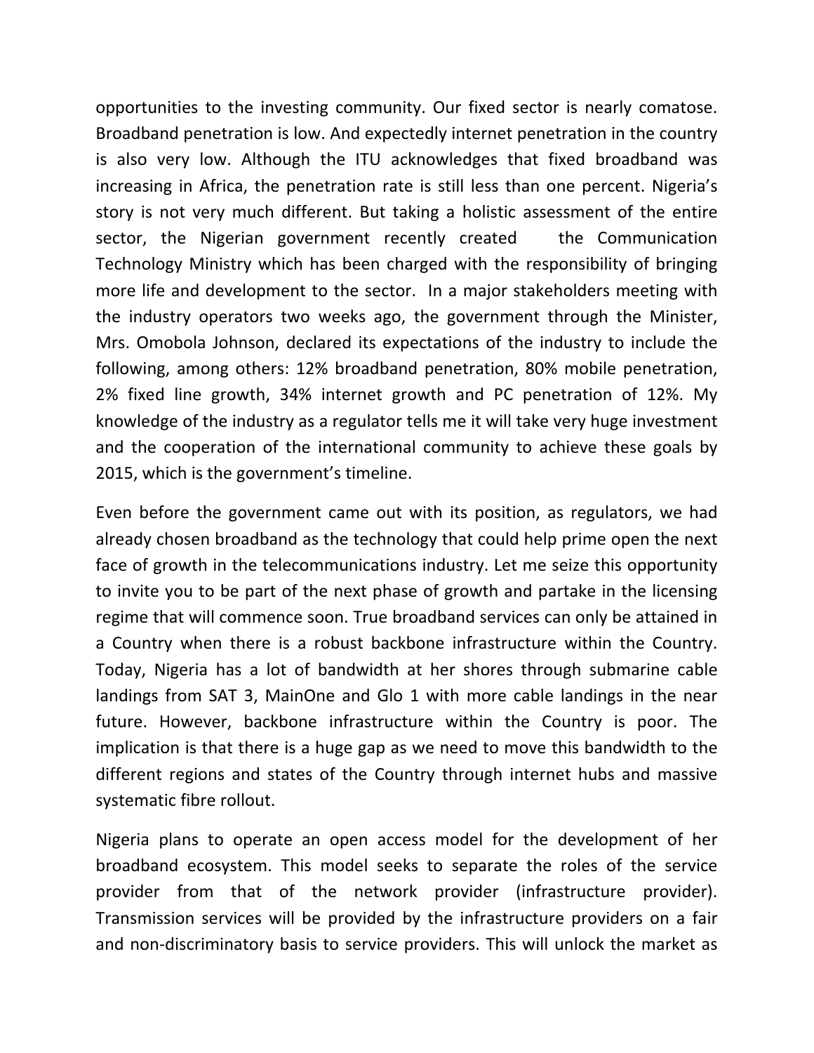opportunities to the investing community. Our fixed sector is nearly comatose. Broadband penetration is low. And expectedly internet penetration in the country is also very low. Although the ITU acknowledges that fixed broadband was increasing in Africa, the penetration rate is still less than one percent. Nigeria's story is not very much different. But taking a holistic assessment of the entire sector, the Nigerian government recently created the Communication Technology Ministry which has been charged with the responsibility of bringing more life and development to the sector. In a major stakeholders meeting with the industry operators two weeks ago, the government through the Minister, Mrs. Omobola Johnson, declared its expectations of the industry to include the following, among others: 12% broadband penetration, 80% mobile penetration, 2% fixed line growth, 34% internet growth and PC penetration of 12%. My knowledge of the industry as a regulator tells me it will take very huge investment and the cooperation of the international community to achieve these goals by 2015, which is the government's timeline.

Even before the government came out with its position, as regulators, we had already chosen broadband as the technology that could help prime open the next face of growth in the telecommunications industry. Let me seize this opportunity to invite you to be part of the next phase of growth and partake in the licensing regime that will commence soon. True broadband services can only be attained in a Country when there is a robust backbone infrastructure within the Country. Today, Nigeria has a lot of bandwidth at her shores through submarine cable landings from SAT 3, MainOne and Glo 1 with more cable landings in the near future. However, backbone infrastructure within the Country is poor. The implication is that there is a huge gap as we need to move this bandwidth to the different regions and states of the Country through internet hubs and massive systematic fibre rollout.

Nigeria plans to operate an open access model for the development of her broadband ecosystem. This model seeks to separate the roles of the service provider from that of the network provider (infrastructure provider). Transmission services will be provided by the infrastructure providers on a fair and non-discriminatory basis to service providers. This will unlock the market as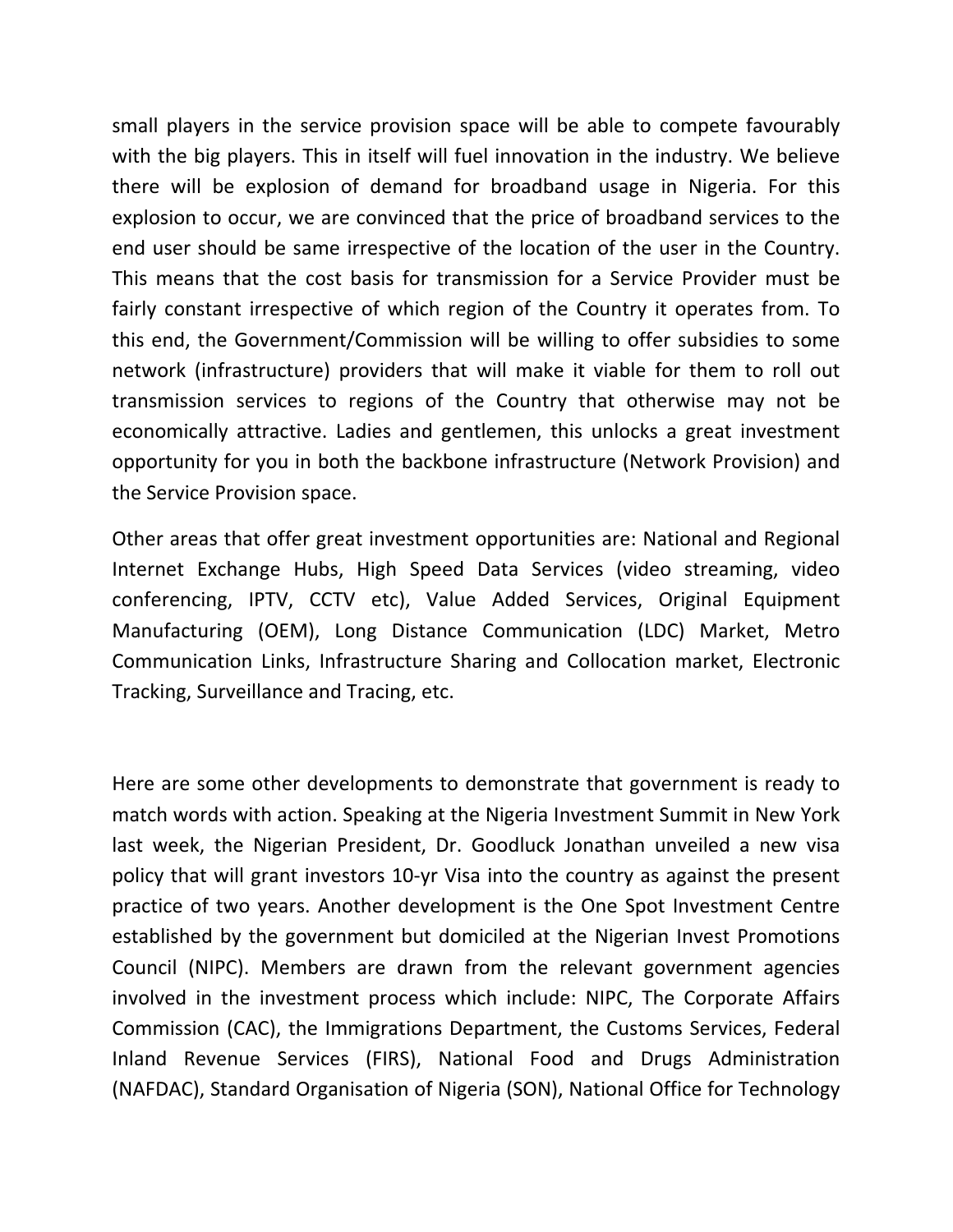small players in the service provision space will be able to compete favourably with the big players. This in itself will fuel innovation in the industry. We believe there will be explosion of demand for broadband usage in Nigeria. For this explosion to occur, we are convinced that the price of broadband services to the end user should be same irrespective of the location of the user in the Country. This means that the cost basis for transmission for a Service Provider must be fairly constant irrespective of which region of the Country it operates from. To this end, the Government/Commission will be willing to offer subsidies to some network (infrastructure) providers that will make it viable for them to roll out transmission services to regions of the Country that otherwise may not be economically attractive. Ladies and gentlemen, this unlocks a great investment opportunity for you in both the backbone infrastructure (Network Provision) and the Service Provision space.

Other areas that offer great investment opportunities are: National and Regional Internet Exchange Hubs, High Speed Data Services (video streaming, video conferencing, IPTV, CCTV etc), Value Added Services, Original Equipment Manufacturing (OEM), Long Distance Communication (LDC) Market, Metro Communication Links, Infrastructure Sharing and Collocation market, Electronic Tracking, Surveillance and Tracing, etc.

Here are some other developments to demonstrate that government is ready to match words with action. Speaking at the Nigeria Investment Summit in New York last week, the Nigerian President, Dr. Goodluck Jonathan unveiled a new visa policy that will grant investors 10-yr Visa into the country as against the present practice of two years. Another development is the One Spot Investment Centre established by the government but domiciled at the Nigerian Invest Promotions Council (NIPC). Members are drawn from the relevant government agencies involved in the investment process which include: NIPC, The Corporate Affairs Commission (CAC), the Immigrations Department, the Customs Services, Federal Inland Revenue Services (FIRS), National Food and Drugs Administration (NAFDAC), Standard Organisation of Nigeria (SON), National Office for Technology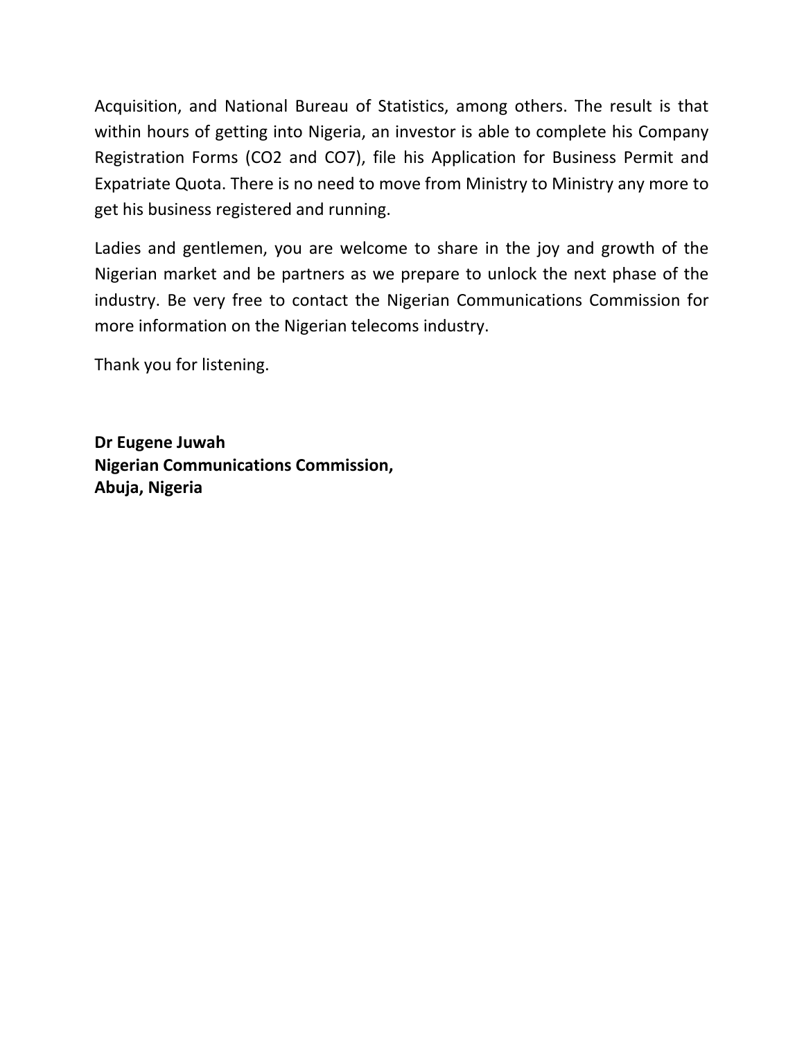Acquisition, and National Bureau of Statistics, among others. The result is that within hours of getting into Nigeria, an investor is able to complete his Company Registration Forms (CO2 and CO7), file his Application for Business Permit and Expatriate Quota. There is no need to move from Ministry to Ministry any more to get his business registered and running.

Ladies and gentlemen, you are welcome to share in the joy and growth of the Nigerian market and be partners as we prepare to unlock the next phase of the industry. Be very free to contact the Nigerian Communications Commission for more information on the Nigerian telecoms industry.

Thank you for listening.

**Dr Eugene Juwah**  
**Nigerian Communications Commission,**  
**Abuja, Nigeria**